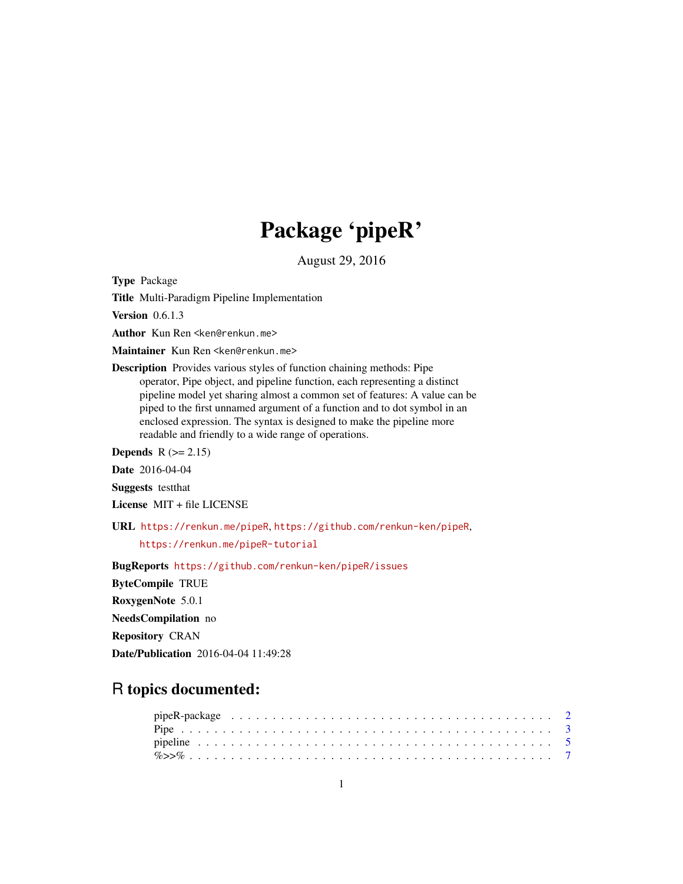# Package 'pipeR'

August 29, 2016

**Type** Package

**Title** Multi-Paradigm Pipeline Implementation

**Version** 0.6.1.3

**Author** Kun Ren <ken@renkun.me>

**Maintainer** Kun Ren <ken@renkun.me>

**Description** Provides various styles of function chaining methods: Pipe operator, Pipe object, and pipeline function, each representing a distinct pipeline model yet sharing almost a common set of features: A value can be piped to the first unnamed argument of a function and to dot symbol in an enclosed expression. The syntax is designed to make the pipeline more readable and friendly to a wide range of operations.

**Depends** R (>= 2.15)

**Date** 2016-04-04

**Suggests** testthat

**License** MIT + file LICENSE

**URL** https://renkun.me/pipeR, https://github.com/renkun-ken/pipeR, https://renkun.me/pipeR-tutorial

**BugReports** https://github.com/renkun-ken/pipeR/issues

**ByteCompile** TRUE

**RoxygenNote** 5.0.1

**NeedsCompilation** no

**Repository** CRAN

**Date/Publication** 2016-04-04 11:49:28

## R topics documented:

- pipeR-package . . . . . . . . . . . . . . . . . . . . . . . . . . . . . . . . . . . . . . 2
- Pipe . . . . . . . . . . . . . . . . . . . . . . . . . . . . . . . . . . . . . . . . . . . . 3
- pipeline . . . . . . . . . . . . . . . . . . . . . . . . . . . . . . . . . . . . . . . . . . 5
- %>>% . . . . . . . . . . . . . . . . . . . . . . . . . . . . . . . . . . . . . . . . . . . 7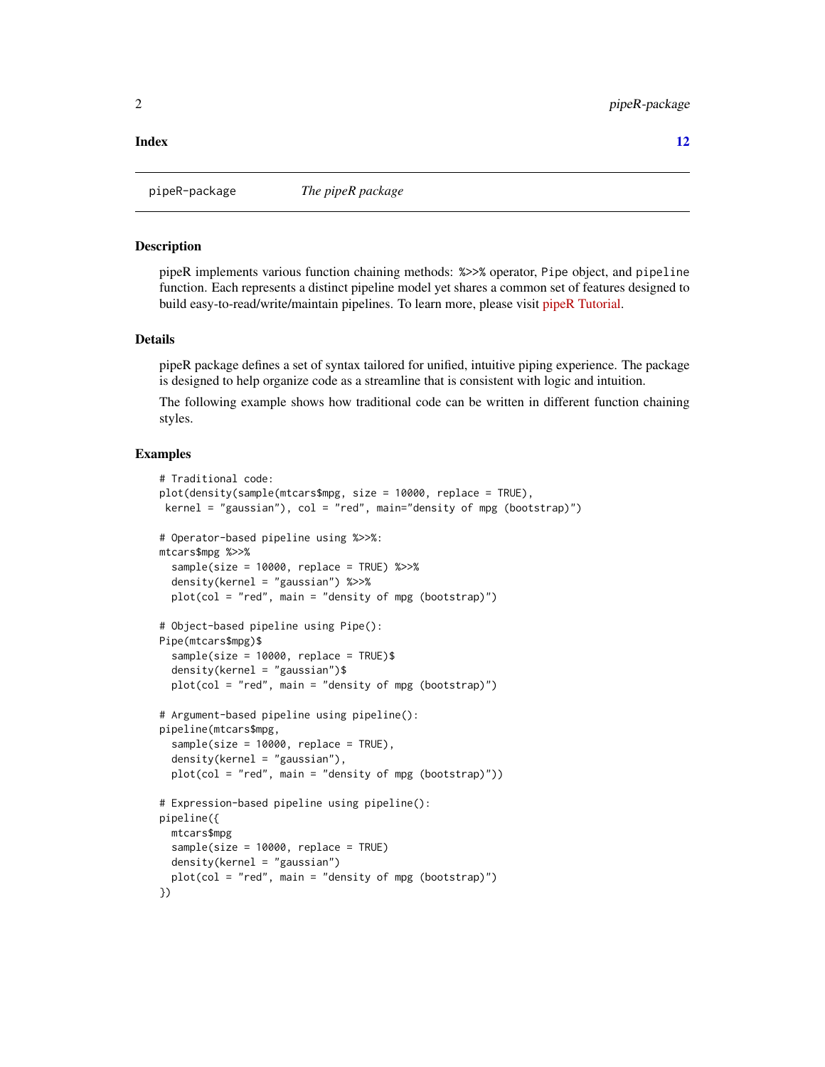**Index** **12**

---

pipeR-package *The pipeR package*

---

## Description

pipeR implements various function chaining methods: `%>>%` operator, `Pipe` object, and `pipeline` function. Each represents a distinct pipeline model yet shares a common set of features designed to build easy-to-read/write/maintain pipelines. To learn more, please visit pipeR Tutorial.

## Details

pipeR package defines a set of syntax tailored for unified, intuitive piping experience. The package is designed to help organize code as a streamline that is consistent with logic and intuition.

The following example shows how traditional code can be written in different function chaining styles.

## Examples

```
# Traditional code:
plot(density(sample(mtcars$mpg, size = 10000, replace = TRUE),
 kernel = "gaussian"), col = "red", main="density of mpg (bootstrap)")

# Operator-based pipeline using %>>%:
mtcars$mpg %>>%
  sample(size = 10000, replace = TRUE) %>>%
  density(kernel = "gaussian") %>>%
  plot(col = "red", main = "density of mpg (bootstrap)")

# Object-based pipeline using Pipe():
Pipe(mtcars$mpg)$
  sample(size = 10000, replace = TRUE)$
  density(kernel = "gaussian")$
  plot(col = "red", main = "density of mpg (bootstrap)")

# Argument-based pipeline using pipeline():
pipeline(mtcars$mpg,
  sample(size = 10000, replace = TRUE),
  density(kernel = "gaussian"),
  plot(col = "red", main = "density of mpg (bootstrap)"))

# Expression-based pipeline using pipeline():
pipeline({
  mtcars$mpg
  sample(size = 10000, replace = TRUE)
  density(kernel = "gaussian")
  plot(col = "red", main = "density of mpg (bootstrap)")
})
```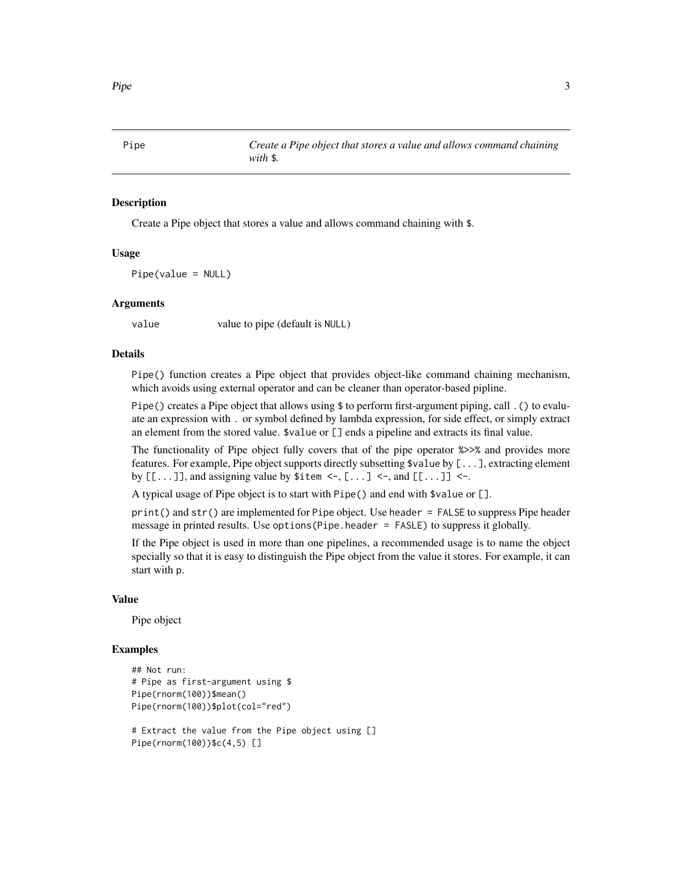Pipe *Create a Pipe object that stores a value and allows command chaining with `$`.*

## Description

Create a Pipe object that stores a value and allows command chaining with `$`.

## Usage

```
Pipe(value = NULL)
```

## Arguments

| | |
|---|---|
| `value` | value to pipe (default is `NULL`) |

## Details

`Pipe()` function creates a Pipe object that provides object-like command chaining mechanism, which avoids using external operator and can be cleaner than operator-based pipline.

`Pipe()` creates a Pipe object that allows using `$` to perform first-argument piping, call `.()` to evaluate an expression with `.` or symbol defined by lambda expression, for side effect, or simply extract an element from the stored value. `$value` or `[]` ends a pipeline and extracts its final value.

The functionality of Pipe object fully covers that of the pipe operator `%>>%` and provides more features. For example, Pipe object supports directly subsetting `$value` by `[...]`, extracting element by `[[...]]`, and assigning value by `$item <-`, `[...] <-`, and `[[...]] <-`.

A typical usage of Pipe object is to start with `Pipe()` and end with `$value` or `[]`.

`print()` and `str()` are implemented for `Pipe` object. Use `header = FALSE` to suppress Pipe header message in printed results. Use `options(Pipe.header = FASLE)` to suppress it globally.

If the Pipe object is used in more than one pipelines, a recommended usage is to name the object specially so that it is easy to distinguish the Pipe object from the value it stores. For example, it can start with `p`.

## Value

Pipe object

## Examples

```
## Not run:
# Pipe as first-argument using $
Pipe(rnorm(100))$mean()
Pipe(rnorm(100))$plot(col="red")

# Extract the value from the Pipe object using []
Pipe(rnorm(100))$c(4,5) []
```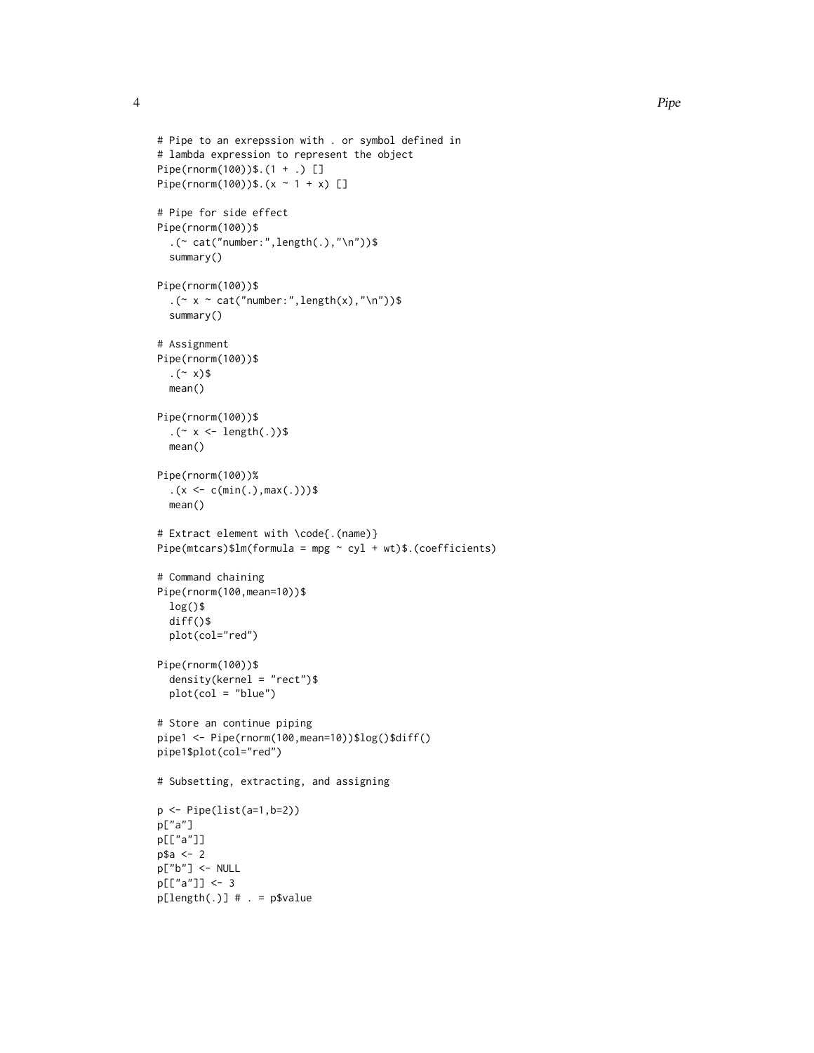```
# Pipe to an exrepssion with . or symbol defined in
# lambda expression to represent the object
Pipe(rnorm(100))$.(1 + .) []
Pipe(rnorm(100))$.(x ~ 1 + x) []

# Pipe for side effect
Pipe(rnorm(100))$
  .(~ cat("number:",length(.),"\n"))$
  summary()

Pipe(rnorm(100))$
  .(~ x ~ cat("number:",length(x),"\n"))$
  summary()

# Assignment
Pipe(rnorm(100))$
  .(~ x)$
  mean()

Pipe(rnorm(100))$
  .(~ x <- length(.))$
  mean()

Pipe(rnorm(100))%
  .(x <- c(min(.),max(.)))$
  mean()

# Extract element with \code{.(name)}
Pipe(mtcars)$lm(formula = mpg ~ cyl + wt)$.(coefficients)

# Command chaining
Pipe(rnorm(100,mean=10))$
  log()$
  diff()$
  plot(col="red")

Pipe(rnorm(100))$
  density(kernel = "rect")$
  plot(col = "blue")

# Store an continue piping
pipe1 <- Pipe(rnorm(100,mean=10))$log()$diff()
pipe1$plot(col="red")

# Subsetting, extracting, and assigning

p <- Pipe(list(a=1,b=2))
p["a"]
p[["a"]]
p$a <- 2
p["b"] <- NULL
p[["a"]] <- 3
p[length(.)] # . = p$value
```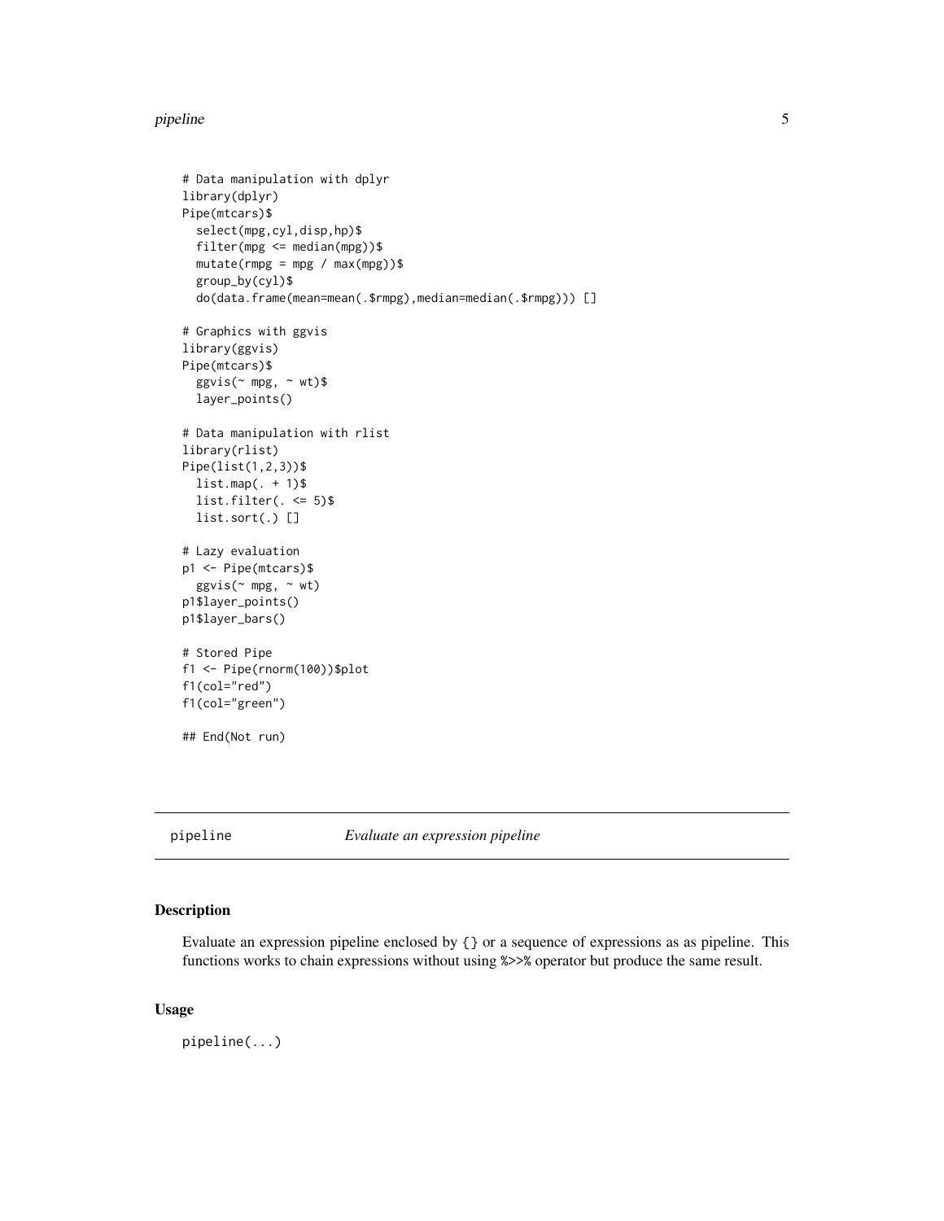```
# Data manipulation with dplyr
library(dplyr)
Pipe(mtcars)$
  select(mpg,cyl,disp,hp)$
  filter(mpg <= median(mpg))$
  mutate(rmpg = mpg / max(mpg))$
  group_by(cyl)$
  do(data.frame(mean=mean(.$rmpg),median=median(.$rmpg))) []

# Graphics with ggvis
library(ggvis)
Pipe(mtcars)$
  ggvis(~ mpg, ~ wt)$
  layer_points()

# Data manipulation with rlist
library(rlist)
Pipe(list(1,2,3))$
  list.map(. + 1)$
  list.filter(. <= 5)$
  list.sort(.) []

# Lazy evaluation
p1 <- Pipe(mtcars)$
  ggvis(~ mpg, ~ wt)
p1$layer_points()
p1$layer_bars()

# Stored Pipe
f1 <- Pipe(rnorm(100))$plot
f1(col="red")
f1(col="green")

## End(Not run)
```

---

## pipeline — *Evaluate an expression pipeline*

### Description

Evaluate an expression pipeline enclosed by {} or a sequence of expressions as as pipeline. This functions works to chain expressions without using %>>% operator but produce the same result.

### Usage

```
pipeline(...)
```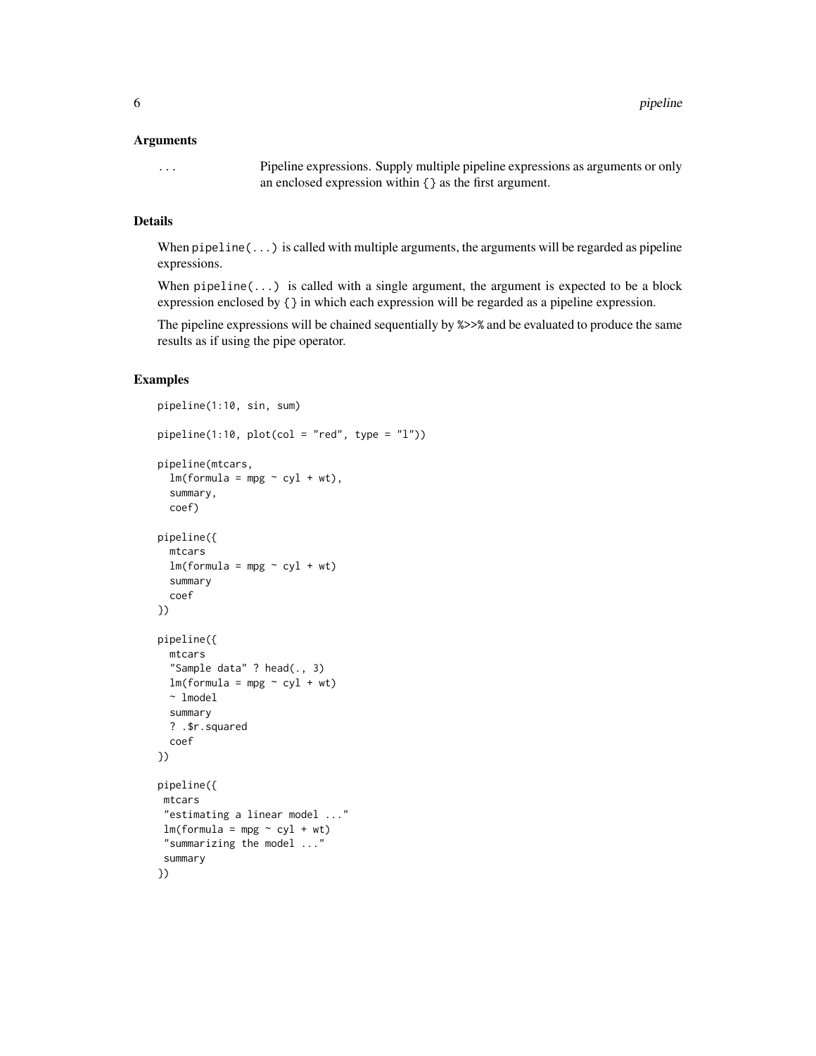### Arguments

... Pipeline expressions. Supply multiple pipeline expressions as arguments or only an enclosed expression within {} as the first argument.

### Details

When `pipeline(...)` is called with multiple arguments, the arguments will be regarded as pipeline expressions.

When `pipeline(...)` is called with a single argument, the argument is expected to be a block expression enclosed by {} in which each expression will be regarded as a pipeline expression.

The pipeline expressions will be chained sequentially by `%>>%` and be evaluated to produce the same results as if using the pipe operator.

### Examples

```
pipeline(1:10, sin, sum)

pipeline(1:10, plot(col = "red", type = "l"))

pipeline(mtcars,
  lm(formula = mpg ~ cyl + wt),
  summary,
  coef)

pipeline({
  mtcars
  lm(formula = mpg ~ cyl + wt)
  summary
  coef
})

pipeline({
  mtcars
  "Sample data" ? head(., 3)
  lm(formula = mpg ~ cyl + wt)
  ~ lmodel
  summary
  ? .$r.squared
  coef
})

pipeline({
 mtcars
 "estimating a linear model ..."
 lm(formula = mpg ~ cyl + wt)
 "summarizing the model ..."
 summary
})
```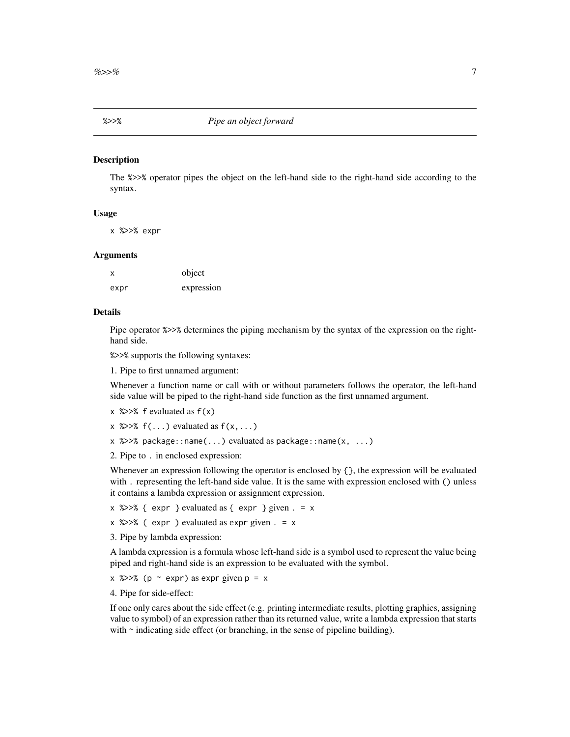## `%>>%` *Pipe an object forward*

### Description

The `%>>%` operator pipes the object on the left-hand side to the right-hand side according to the syntax.

### Usage

```
x %>>% expr
```

### Arguments

| | |
|---|---|
| `x` | object |
| `expr` | expression |

### Details

Pipe operator `%>>%` determines the piping mechanism by the syntax of the expression on the right-hand side.

`%>>%` supports the following syntaxes:

1. Pipe to first unnamed argument:

Whenever a function name or call with or without parameters follows the operator, the left-hand side value will be piped to the right-hand side function as the first unnamed argument.

`x %>>% f` evaluated as `f(x)`

`x %>>% f(...)` evaluated as `f(x,...)`

`x %>>% package::name(...)` evaluated as `package::name(x, ...)`

2. Pipe to `.` in enclosed expression:

Whenever an expression following the operator is enclosed by `{}`, the expression will be evaluated with `.` representing the left-hand side value. It is the same with expression enclosed with `()` unless it contains a lambda expression or assignment expression.

`x %>>% { expr }` evaluated as `{ expr }` given `. = x`

`x %>>% ( expr )` evaluated as `expr` given `. = x`

3. Pipe by lambda expression:

A lambda expression is a formula whose left-hand side is a symbol used to represent the value being piped and right-hand side is an expression to be evaluated with the symbol.

`x %>>% (p ~ expr)` as `expr` given `p = x`

4. Pipe for side-effect:

If one only cares about the side effect (e.g. printing intermediate results, plotting graphics, assigning value to symbol) of an expression rather than its returned value, write a lambda expression that starts with ~ indicating side effect (or branching, in the sense of pipeline building).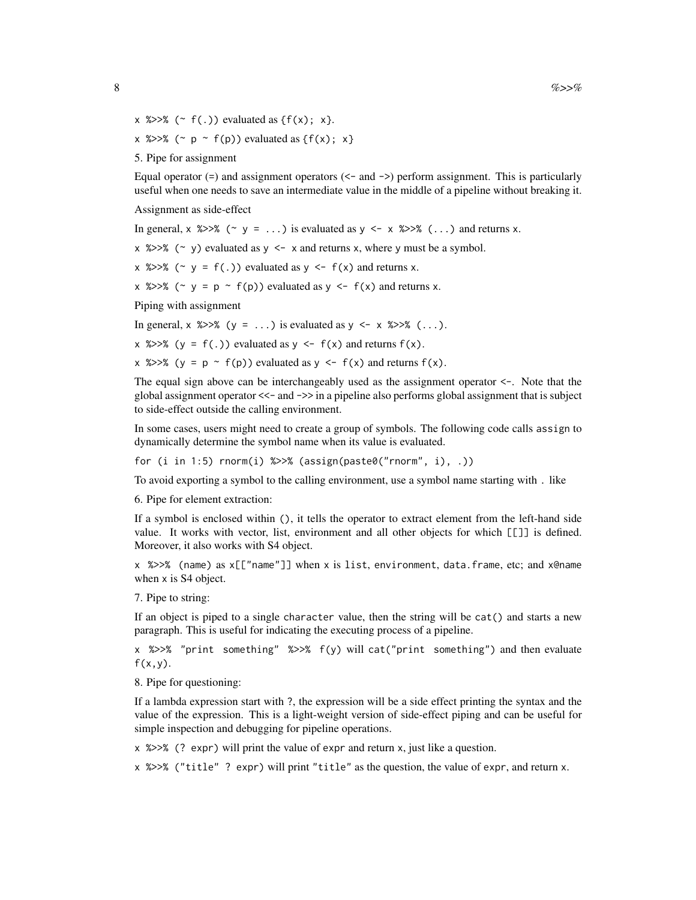`x %>>% (~ f(.))` evaluated as `{f(x); x}`.

`x %>>% (~ p ~ f(p))` evaluated as `{f(x); x}`

5. Pipe for assignment

Equal operator (`=`) and assignment operators (`<-` and `->`) perform assignment. This is particularly useful when one needs to save an intermediate value in the middle of a pipeline without breaking it.

Assignment as side-effect

In general, `x %>>% (~ y = ...)` is evaluated as `y <- x %>>% (...)` and returns `x`.

`x %>>% (~ y)` evaluated as `y <- x` and returns `x`, where `y` must be a symbol.

`x %>>% (~ y = f(.))` evaluated as `y <- f(x)` and returns `x`.

`x %>>% (~ y = p ~ f(p))` evaluated as `y <- f(x)` and returns `x`.

Piping with assignment

In general, `x %>>% (y = ...)` is evaluated as `y <- x %>>% (...)`.

`x %>>% (y = f(.))` evaluated as `y <- f(x)` and returns `f(x)`.

`x %>>% (y = p ~ f(p))` evaluated as `y <- f(x)` and returns `f(x)`.

The equal sign above can be interchangeably used as the assignment operator `<-`. Note that the global assignment operator `<<-` and `->>` in a pipeline also performs global assignment that is subject to side-effect outside the calling environment.

In some cases, users might need to create a group of symbols. The following code calls `assign` to dynamically determine the symbol name when its value is evaluated.

```
for (i in 1:5) rnorm(i) %>>% (assign(paste0("rnorm", i), .))
```

To avoid exporting a symbol to the calling environment, use a symbol name starting with `.` like

6. Pipe for element extraction:

If a symbol is enclosed within `()`, it tells the operator to extract element from the left-hand side value. It works with vector, list, environment and all other objects for which `[[]]` is defined. Moreover, it also works with S4 object.

`x %>>% (name)` as `x[["name"]]` when `x` is `list`, `environment`, `data.frame`, etc; and `x@name` when `x` is S4 object.

7. Pipe to string:

If an object is piped to a single `character` value, then the string will be `cat()` and starts a new paragraph. This is useful for indicating the executing process of a pipeline.

`x %>>% "print something" %>>% f(y)` will `cat("print something")` and then evaluate `f(x,y)`.

8. Pipe for questioning:

If a lambda expression start with ?, the expression will be a side effect printing the syntax and the value of the expression. This is a light-weight version of side-effect piping and can be useful for simple inspection and debugging for pipeline operations.

`x %>>% (? expr)` will print the value of `expr` and return `x`, just like a question.

`x %>>% ("title" ? expr)` will print `"title"` as the question, the value of `expr`, and return `x`.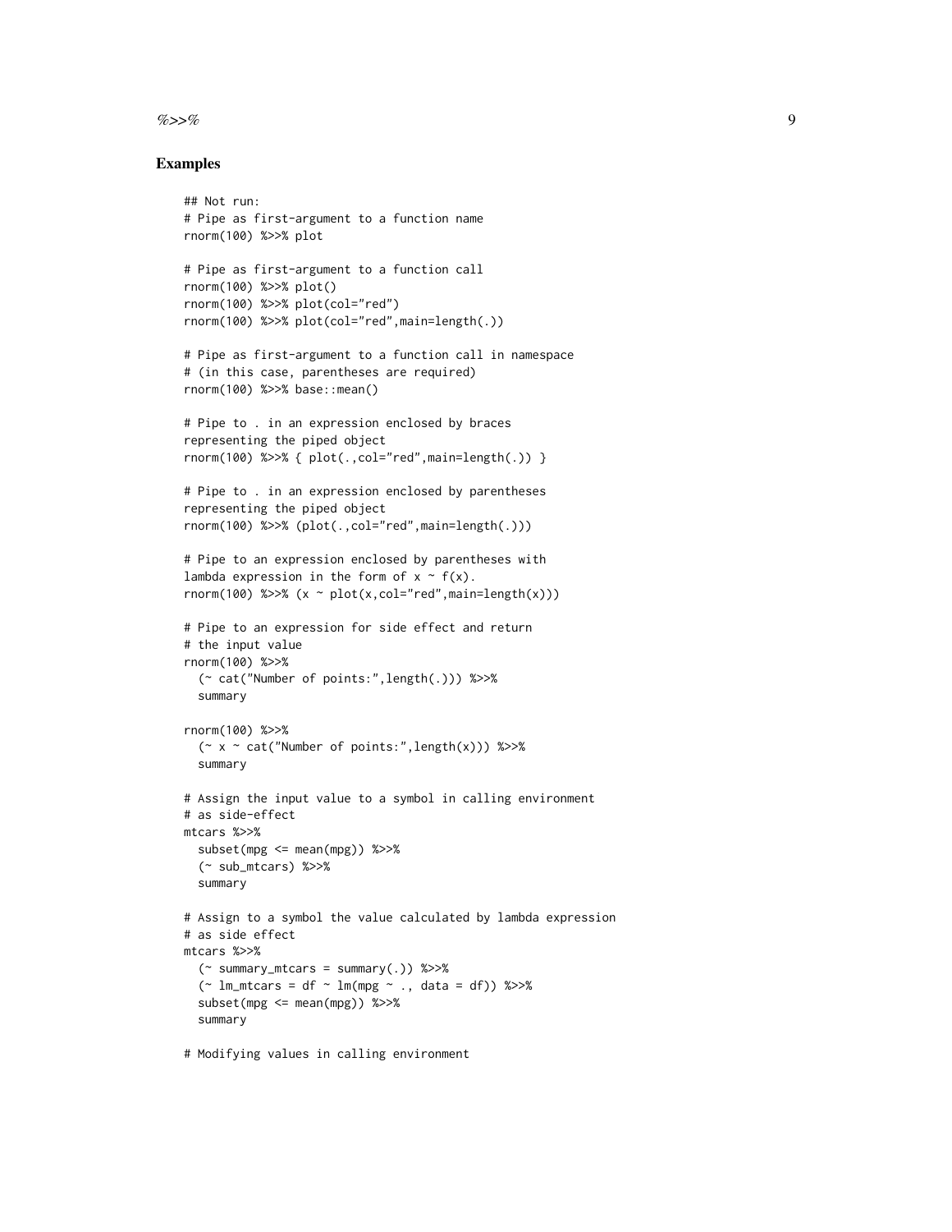## Examples

```
## Not run:
# Pipe as first-argument to a function name
rnorm(100) %>>% plot

# Pipe as first-argument to a function call
rnorm(100) %>>% plot()
rnorm(100) %>>% plot(col="red")
rnorm(100) %>>% plot(col="red",main=length(.))

# Pipe as first-argument to a function call in namespace
# (in this case, parentheses are required)
rnorm(100) %>>% base::mean()

# Pipe to . in an expression enclosed by braces
representing the piped object
rnorm(100) %>>% { plot(.,col="red",main=length(.)) }

# Pipe to . in an expression enclosed by parentheses
representing the piped object
rnorm(100) %>>% (plot(.,col="red",main=length(.)))

# Pipe to an expression enclosed by parentheses with
lambda expression in the form of x ~ f(x).
rnorm(100) %>>% (x ~ plot(x,col="red",main=length(x)))

# Pipe to an expression for side effect and return
# the input value
rnorm(100) %>>%
  (~ cat("Number of points:",length(.))) %>>%
  summary

rnorm(100) %>>%
  (~ x ~ cat("Number of points:",length(x))) %>>%
  summary

# Assign the input value to a symbol in calling environment
# as side-effect
mtcars %>>%
  subset(mpg <= mean(mpg)) %>>%
  (~ sub_mtcars) %>>%
  summary

# Assign to a symbol the value calculated by lambda expression
# as side effect
mtcars %>>%
  (~ summary_mtcars = summary(.)) %>>%
  (~ lm_mtcars = df ~ lm(mpg ~ ., data = df)) %>>%
  subset(mpg <= mean(mpg)) %>>%
  summary

# Modifying values in calling environment
```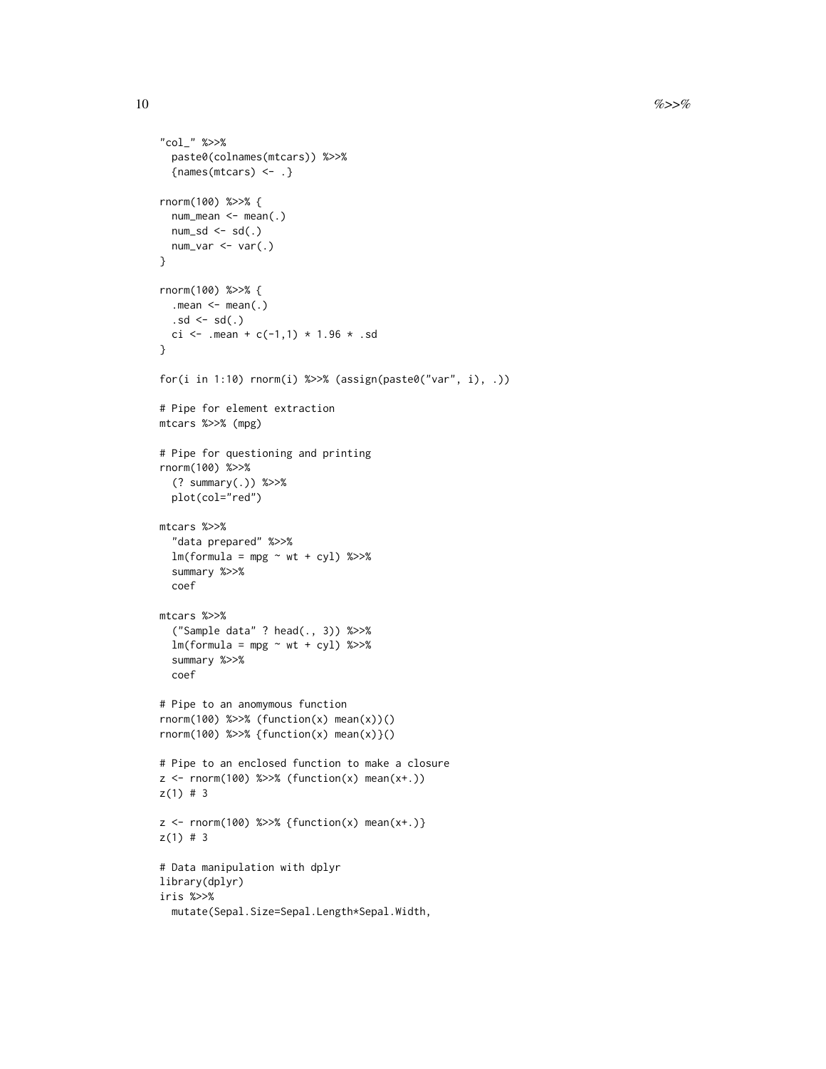```
"col_" %>>%
  paste0(colnames(mtcars)) %>>%
  {names(mtcars) <- .}

rnorm(100) %>>% {
  num_mean <- mean(.)
  num_sd <- sd(.)
  num_var <- var(.)
}

rnorm(100) %>>% {
  .mean <- mean(.)
  .sd <- sd(.)
  ci <- .mean + c(-1,1) * 1.96 * .sd
}

for(i in 1:10) rnorm(i) %>>% (assign(paste0("var", i), .))

# Pipe for element extraction
mtcars %>>% (mpg)

# Pipe for questioning and printing
rnorm(100) %>>%
  (? summary(.)) %>>%
  plot(col="red")

mtcars %>>%
  "data prepared" %>>%
  lm(formula = mpg ~ wt + cyl) %>>%
  summary %>>%
  coef

mtcars %>>%
  ("Sample data" ? head(., 3)) %>>%
  lm(formula = mpg ~ wt + cyl) %>>%
  summary %>>%
  coef

# Pipe to an anomymous function
rnorm(100) %>>% (function(x) mean(x))()
rnorm(100) %>>% {function(x) mean(x)}()

# Pipe to an enclosed function to make a closure
z <- rnorm(100) %>>% (function(x) mean(x+.))
z(1) # 3

z <- rnorm(100) %>>% {function(x) mean(x+.)}
z(1) # 3

# Data manipulation with dplyr
library(dplyr)
iris %>>%
  mutate(Sepal.Size=Sepal.Length*Sepal.Width,
```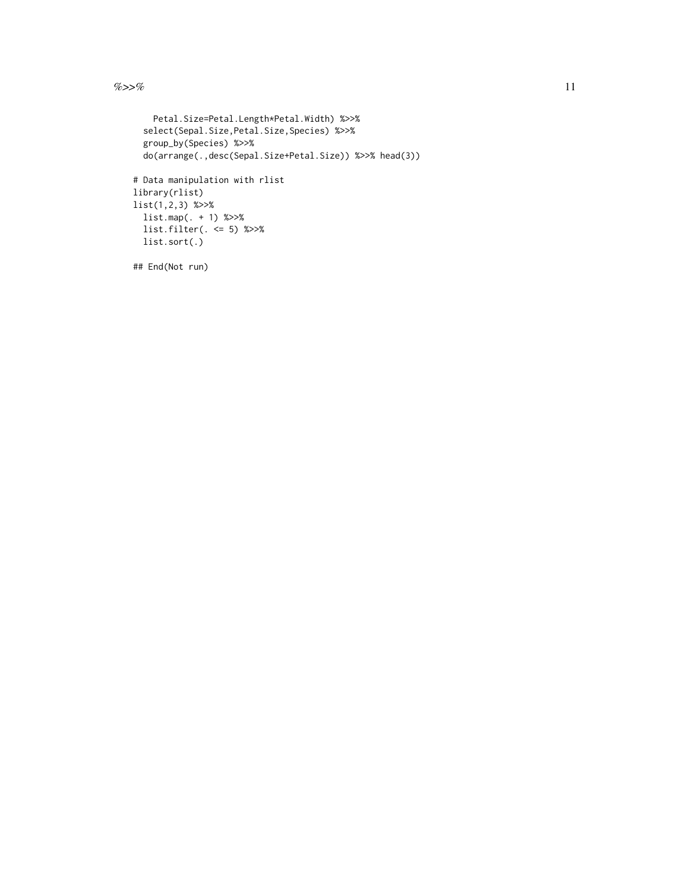```
    Petal.Size=Petal.Length*Petal.Width) %>>%
  select(Sepal.Size,Petal.Size,Species) %>>%
  group_by(Species) %>>%
  do(arrange(.,desc(Sepal.Size+Petal.Size)) %>>% head(3))

# Data manipulation with rlist
library(rlist)
list(1,2,3) %>>%
  list.map(. + 1) %>>%
  list.filter(. <= 5) %>>%
  list.sort(.)

## End(Not run)
```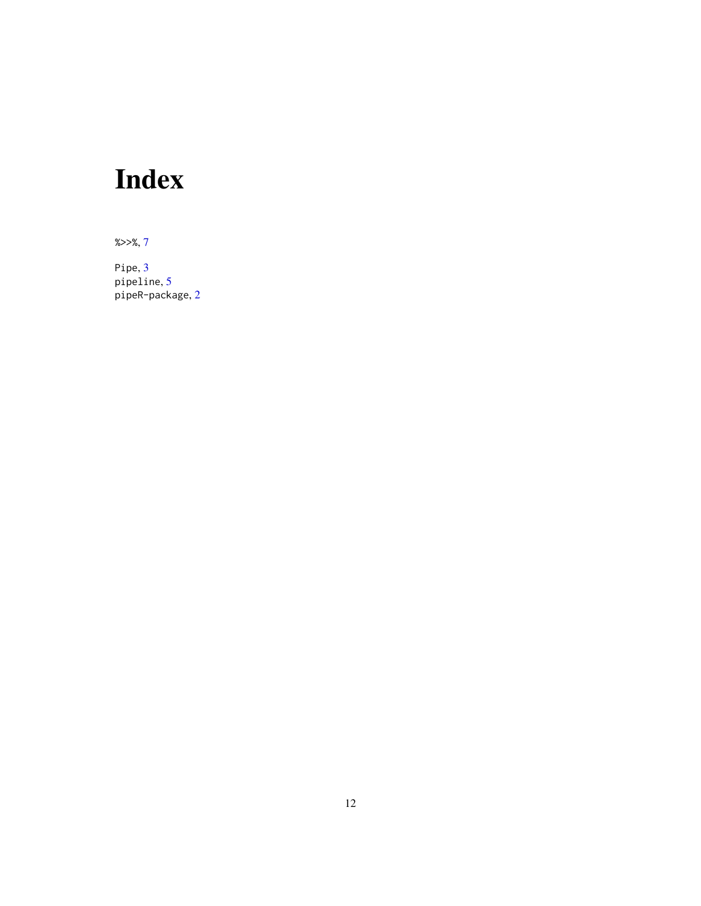# Index

%>>%, 7

Pipe, 3
pipeline, 5
pipeR-package, 2